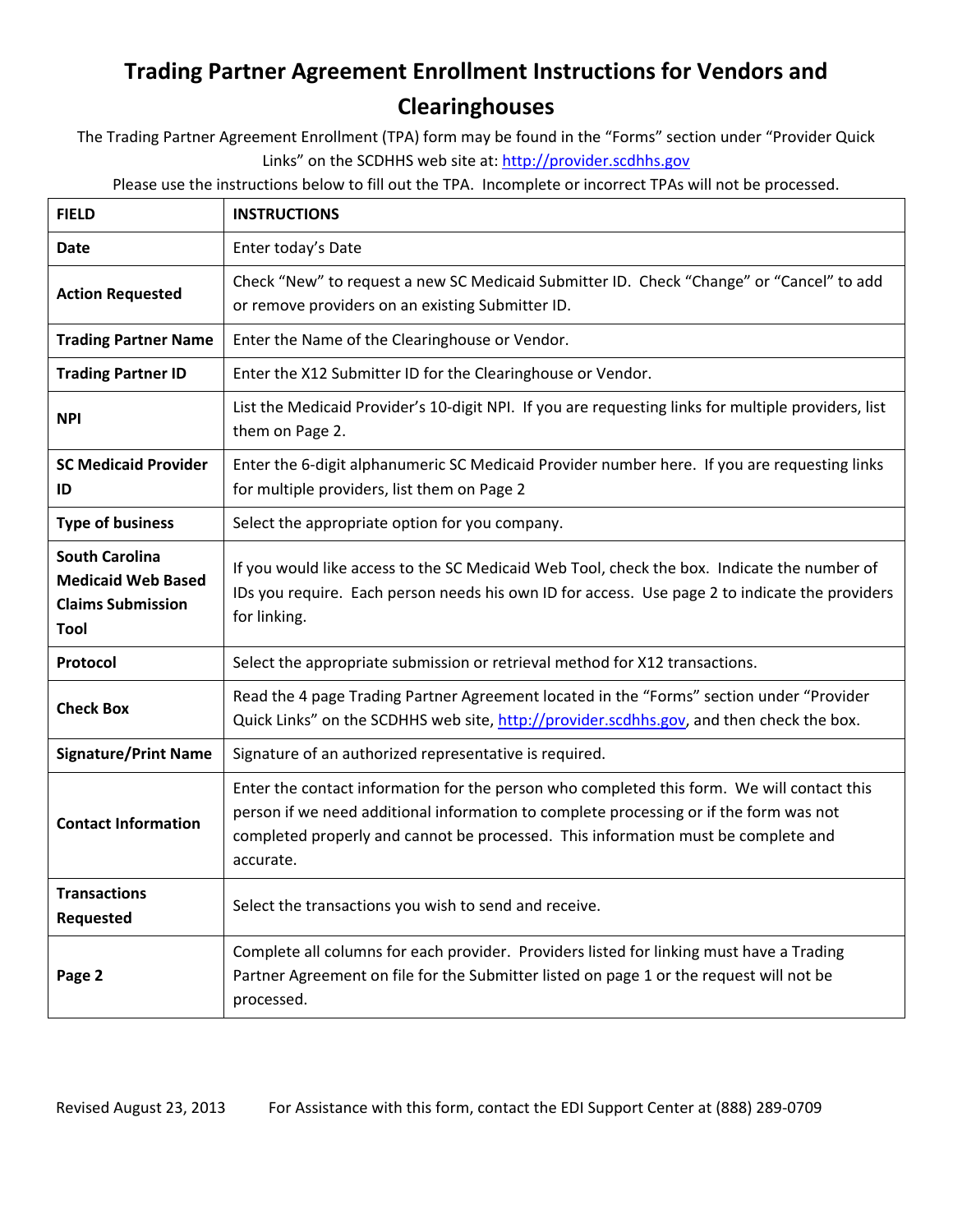# Trading Partner Agreement Enrollment Instructions for Vendors and Clearinghouses

The Trading Partner Agreement Enrollment (TPA) form may be found in the "Forms" section under "Provider Quick Links" on the SCDHHS web site at: http://provider.scdhhs.gov

Please use the instructions below to fill out the TPA. Incomplete or incorrect TPAs will not be processed.

| FIELD | INSTRUCTIONS |
| --- | --- |
| **Date** | Enter today's Date |
| **Action Requested** | Check "New" to request a new SC Medicaid Submitter ID. Check "Change" or "Cancel" to add or remove providers on an existing Submitter ID. |
| **Trading Partner Name** | Enter the Name of the Clearinghouse or Vendor. |
| **Trading Partner ID** | Enter the X12 Submitter ID for the Clearinghouse or Vendor. |
| **NPI** | List the Medicaid Provider's 10-digit NPI. If you are requesting links for multiple providers, list them on Page 2. |
| **SC Medicaid Provider ID** | Enter the 6-digit alphanumeric SC Medicaid Provider number here. If you are requesting links for multiple providers, list them on Page 2 |
| **Type of business** | Select the appropriate option for you company. |
| **South Carolina Medicaid Web Based Claims Submission Tool** | If you would like access to the SC Medicaid Web Tool, check the box. Indicate the number of IDs you require. Each person needs his own ID for access. Use page 2 to indicate the providers for linking. |
| **Protocol** | Select the appropriate submission or retrieval method for X12 transactions. |
| **Check Box** | Read the 4 page Trading Partner Agreement located in the "Forms" section under "Provider Quick Links" on the SCDHHS web site, http://provider.scdhhs.gov, and then check the box. |
| **Signature/Print Name** | Signature of an authorized representative is required. |
| **Contact Information** | Enter the contact information for the person who completed this form. We will contact this person if we need additional information to complete processing or if the form was not completed properly and cannot be processed. This information must be complete and accurate. |
| **Transactions Requested** | Select the transactions you wish to send and receive. |
| **Page 2** | Complete all columns for each provider. Providers listed for linking must have a Trading Partner Agreement on file for the Submitter listed on page 1 or the request will not be processed. |

Revised August 23, 2013 For Assistance with this form, contact the EDI Support Center at (888) 289-0709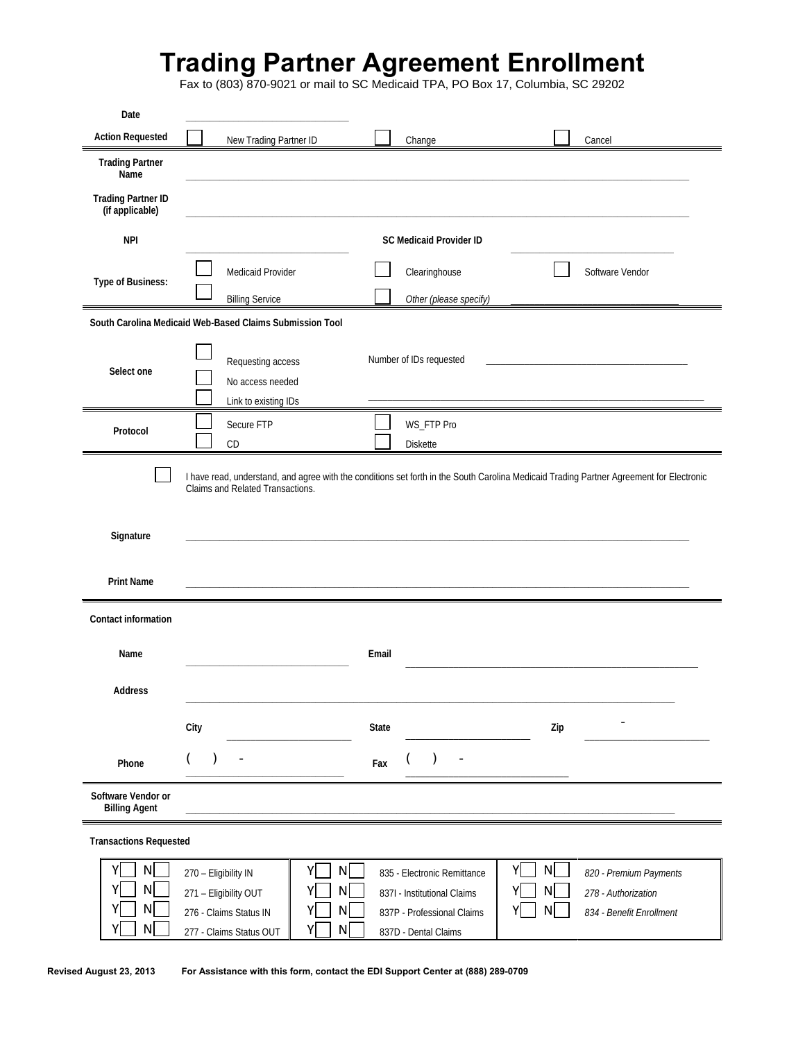# Trading Partner Agreement Enrollment

Fax to (803) 870-9021 or mail to SC Medicaid TPA, PO Box 17, Columbia, SC 29202

**Date** \_\_\_\_\_\_\_\_\_\_\_\_\_\_\_\_\_\_\_\_

**Action Requested** ☐ New Trading Partner ID ☐ Change ☐ Cancel

**Trading Partner Name** \_\_\_\_\_\_\_\_\_\_\_\_\_\_\_\_\_\_\_\_

**Trading Partner ID (if applicable)** \_\_\_\_\_\_\_\_\_\_\_\_\_\_\_\_\_\_\_\_

**NPI** \_\_\_\_\_\_\_\_\_\_\_\_\_\_\_\_\_\_\_\_ **SC Medicaid Provider ID** \_\_\_\_\_\_\_\_\_\_\_\_\_\_\_\_\_\_\_\_

**Type of Business:**

☐ Medicaid Provider ☐ Clearinghouse ☐ Software Vendor

☐ Billing Service ☐ *Other (please specify)* \_\_\_\_\_\_\_\_\_\_\_\_\_\_\_\_\_\_\_\_

**South Carolina Medicaid Web-Based Claims Submission Tool**

**Select one**

☐ Requesting access Number of IDs requested \_\_\_\_\_\_\_\_\_\_\_\_\_\_\_\_\_\_\_\_

☐ No access needed

☐ Link to existing IDs \_\_\_\_\_\_\_\_\_\_\_\_\_\_\_\_\_\_\_\_

**Protocol**

☐ Secure FTP ☐ WS_FTP Pro

☐ CD ☐ Diskette

☐ I have read, understand, and agree with the conditions set forth in the South Carolina Medicaid Trading Partner Agreement for Electronic Claims and Related Transactions.

**Signature** \_\_\_\_\_\_\_\_\_\_\_\_\_\_\_\_\_\_\_\_

**Print Name** \_\_\_\_\_\_\_\_\_\_\_\_\_\_\_\_\_\_\_\_

**Contact information**

**Name** \_\_\_\_\_\_\_\_\_\_\_\_\_\_\_\_\_\_\_\_ **Email** \_\_\_\_\_\_\_\_\_\_\_\_\_\_\_\_\_\_\_\_

**Address** \_\_\_\_\_\_\_\_\_\_\_\_\_\_\_\_\_\_\_\_

**City** \_\_\_\_\_\_\_\_\_\_ **State** \_\_\_\_\_\_\_\_\_\_ **Zip** \_\_\_\_\_ - \_\_\_\_

**Phone** ( ) - **Fax** ( ) -

**Software Vendor or Billing Agent** \_\_\_\_\_\_\_\_\_\_\_\_\_\_\_\_\_\_\_\_

**Transactions Requested**

| | | | | | |
|---|---|---|---|---|---|
| Y☐ N☐ | 270 – Eligibility IN | Y☐ N☐ | 835 - Electronic Remittance | Y☐ N☐ | *820 - Premium Payments* |
| Y☐ N☐ | 271 – Eligibility OUT | Y☐ N☐ | 837I - Institutional Claims | Y☐ N☐ | *278 - Authorization* |
| Y☐ N☐ | 276 - Claims Status IN | Y☐ N☐ | 837P - Professional Claims | Y☐ N☐ | *834 - Benefit Enrollment* |
| Y☐ N☐ | 277 - Claims Status OUT | Y☐ N☐ | 837D - Dental Claims | | |

**Revised August 23, 2013** **For Assistance with this form, contact the EDI Support Center at (888) 289-0709**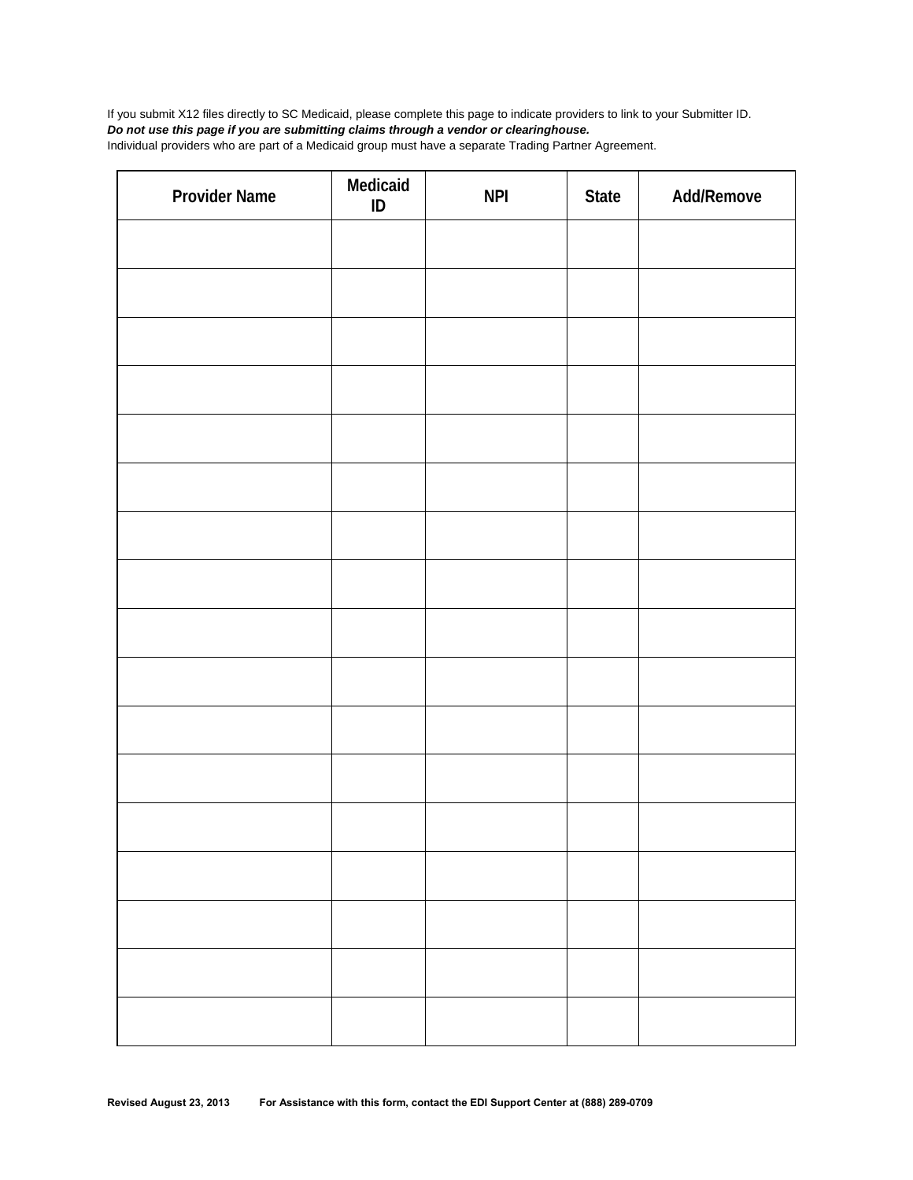If you submit X12 files directly to SC Medicaid, please complete this page to indicate providers to link to your Submitter ID.
***Do not use this page if you are submitting claims through a vendor or clearinghouse.***
Individual providers who are part of a Medicaid group must have a separate Trading Partner Agreement.

| Provider Name | Medicaid ID | NPI | State | Add/Remove |
|---|---|---|---|---|
| | | | | |
| | | | | |
| | | | | |
| | | | | |
| | | | | |
| | | | | |
| | | | | |
| | | | | |
| | | | | |
| | | | | |
| | | | | |
| | | | | |
| | | | | |
| | | | | |
| | | | | |
| | | | | |
| | | | | |

**Revised August 23, 2013 For Assistance with this form, contact the EDI Support Center at (888) 289-0709**